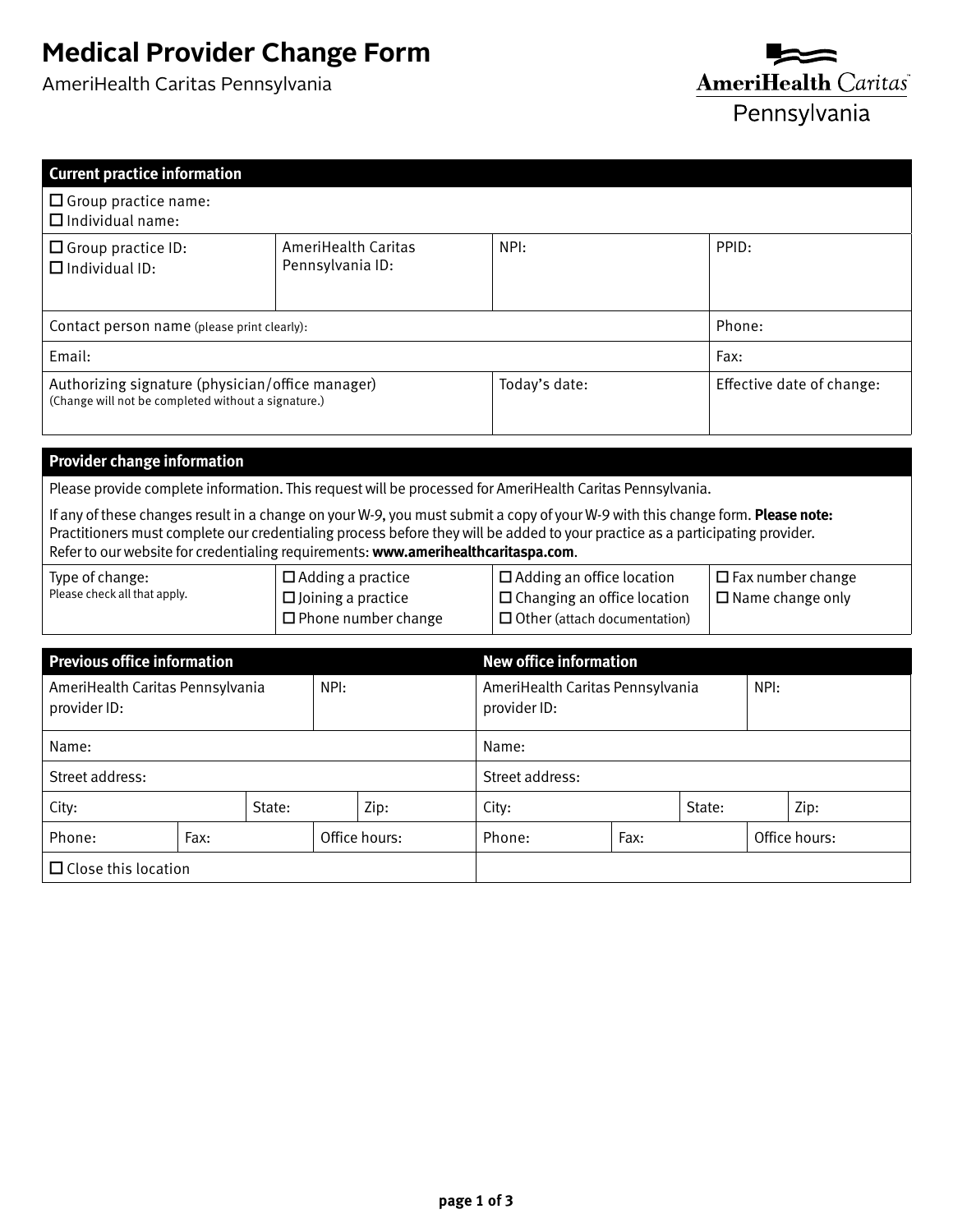# Medical Provider Change Form

AmeriHealth Caritas Pennsylvania

AmeriHealth Caritas Pennsylvania

| Current practice information | | | |
|---|---|---|---|
| ☐ Group practice name:<br>☐ Individual name: | | | |
| ☐ Group practice ID:<br>☐ Individual ID: | AmeriHealth Caritas Pennsylvania ID: | NPI: | PPID: |
| Contact person name (please print clearly): | | | Phone: |
| Email: | | | Fax: |
| Authorizing signature (physician/office manager)<br>(Change will not be completed without a signature.) | | Today's date: | Effective date of change: |

| Provider change information | | | |
|---|---|---|---|
| Please provide complete information. This request will be processed for AmeriHealth Caritas Pennsylvania.<br><br>If any of these changes result in a change on your W-9, you must submit a copy of your W-9 with this change form. **Please note:** Practitioners must complete our credentialing process before they will be added to your practice as a participating provider. Refer to our website for credentialing requirements: **www.amerihealthcaritaspa.com**. | | | |
| Type of change:<br>Please check all that apply. | ☐ Adding a practice<br>☐ Joining a practice<br>☐ Phone number change | ☐ Adding an office location<br>☐ Changing an office location<br>☐ Other (attach documentation) | ☐ Fax number change<br>☐ Name change only |

| Previous office information | | | New office information | | |
|---|---|---|---|---|---|
| AmeriHealth Caritas Pennsylvania provider ID: | | NPI: | AmeriHealth Caritas Pennsylvania provider ID: | | NPI: |
| Name: | | | Name: | | |
| Street address: | | | Street address: | | |
| City: | State: | Zip: | City: | State: | Zip: |
| Phone: | Fax: | Office hours: | Phone: | Fax: | Office hours: |
| ☐ Close this location | | | | | |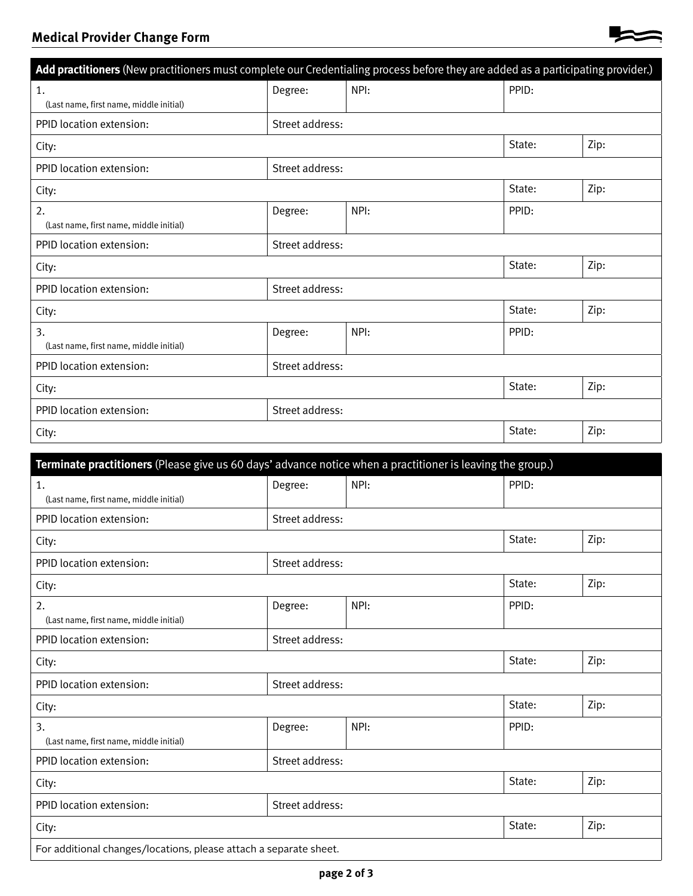## Medical Provider Change Form

**Add practitioners** (New practitioners must complete our Credentialing process before they are added as a participating provider.)

| | | | | |
|---|---|---|---|---|
| 1. (Last name, first name, middle initial) | Degree: | NPI: | PPID: | |
| PPID location extension: | Street address: | | | |
| City: | | | State: | Zip: |
| PPID location extension: | Street address: | | | |
| City: | | | State: | Zip: |
| 2. (Last name, first name, middle initial) | Degree: | NPI: | PPID: | |
| PPID location extension: | Street address: | | | |
| City: | | | State: | Zip: |
| PPID location extension: | Street address: | | | |
| City: | | | State: | Zip: |
| 3. (Last name, first name, middle initial) | Degree: | NPI: | PPID: | |
| PPID location extension: | Street address: | | | |
| City: | | | State: | Zip: |
| PPID location extension: | Street address: | | | |
| City: | | | State: | Zip: |

**Terminate practitioners** (Please give us 60 days' advance notice when a practitioner is leaving the group.)

| | | | | |
|---|---|---|---|---|
| 1. (Last name, first name, middle initial) | Degree: | NPI: | PPID: | |
| PPID location extension: | Street address: | | | |
| City: | | | State: | Zip: |
| PPID location extension: | Street address: | | | |
| City: | | | State: | Zip: |
| 2. (Last name, first name, middle initial) | Degree: | NPI: | PPID: | |
| PPID location extension: | Street address: | | | |
| City: | | | State: | Zip: |
| PPID location extension: | Street address: | | | |
| City: | | | State: | Zip: |
| 3. (Last name, first name, middle initial) | Degree: | NPI: | PPID: | |
| PPID location extension: | Street address: | | | |
| City: | | | State: | Zip: |
| PPID location extension: | Street address: | | | |
| City: | | | State: | Zip: |
| For additional changes/locations, please attach a separate sheet. | | | | |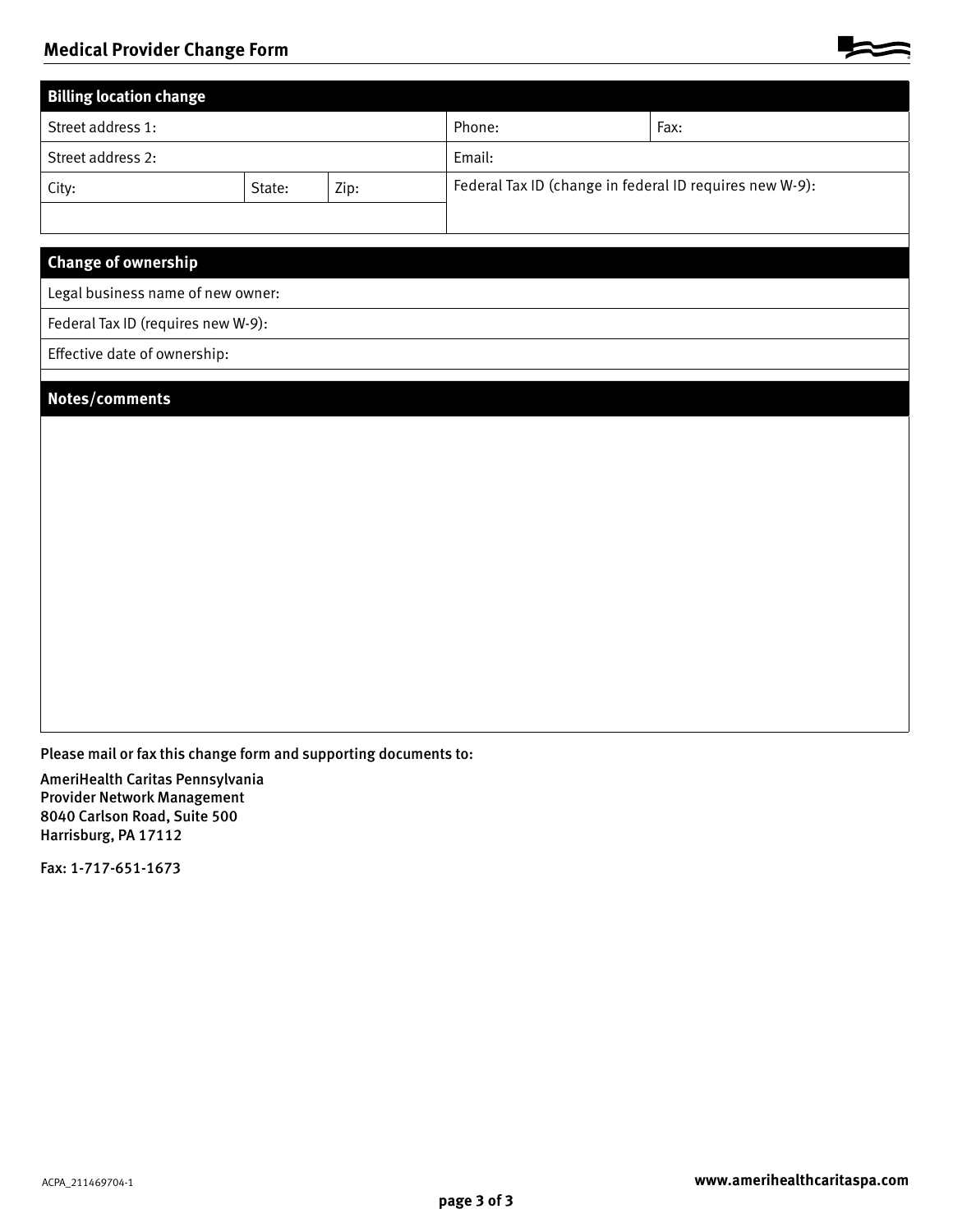## Medical Provider Change Form

### Billing location change

| | | | | |
|---|---|---|---|---|
| Street address 1: | | | Phone: | Fax: |
| Street address 2: | | | Email: | |
| City: | State: | Zip: | Federal Tax ID (change in federal ID requires new W-9): | |

### Change of ownership

| |
|---|
| Legal business name of new owner: |
| Federal Tax ID (requires new W-9): |
| Effective date of ownership: |

### Notes/comments

**Please mail or fax this change form and supporting documents to:**

**AmeriHealth Caritas Pennsylvania**
**Provider Network Management**
**8040 Carlson Road, Suite 500**
**Harrisburg, PA 17112**

**Fax: 1-717-651-1673**

ACPA_211469704-1

**www.amerihealthcaritaspa.com**